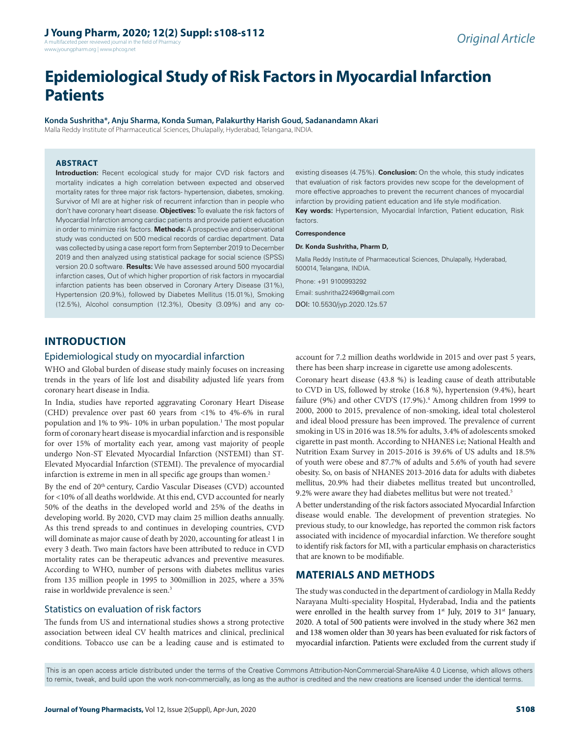*Original Article*

# Epidemiological Study of Risk Factors in Myocardial Infarction Patients

**Konda Sushritha*, Anju Sharma, Konda Suman, Palakurthy Harish Goud, Sadanandamn Akari**

Malla Reddy Institute of Pharmaceutical Sciences, Dhulapally, Hyderabad, Telangana, INDIA.

### ABSTRACT

**Introduction:** Recent ecological study for major CVD risk factors and mortality indicates a high correlation between expected and observed mortality rates for three major risk factors- hypertension, diabetes, smoking. Survivor of MI are at higher risk of recurrent infarction than in people who don't have coronary heart disease. **Objectives:** To evaluate the risk factors of Myocardial Infarction among cardiac patients and provide patient education in order to minimize risk factors. **Methods:** A prospective and observational study was conducted on 500 medical records of cardiac department. Data was collected by using a case report form from September 2019 to December 2019 and then analyzed using statistical package for social science (SPSS) version 20.0 software. **Results:** We have assessed around 500 myocardial infarction cases, Out of which higher proportion of risk factors in myocardial infarction patients has been observed in Coronary Artery Disease (31%), Hypertension (20.9%), followed by Diabetes Mellitus (15.01%), Smoking (12.5%), Alcohol consumption (12.3%), Obesity (3.09%) and any co-existing diseases (4.75%). **Conclusion:** On the whole, this study indicates that evaluation of risk factors provides new scope for the development of more effective approaches to prevent the recurrent chances of myocardial infarction by providing patient education and life style modification.

**Key words:** Hypertension, Myocardial Infarction, Patient education, Risk factors.

**Correspondence**

**Dr. Konda Sushritha, Pharm D,**

Malla Reddy Institute of Pharmaceutical Sciences, Dhulapally, Hyderabad, 500014, Telangana, INDIA.

Phone: +91 9100993292

Email: sushritha22496@gmail.com

DOI: 10.5530/jyp.2020.12s.57

## INTRODUCTION

### Epidemiological study on myocardial infarction

WHO and Global burden of disease study mainly focuses on increasing trends in the years of life lost and disability adjusted life years from coronary heart disease in India.

In India, studies have reported aggravating Coronary Heart Disease (CHD) prevalence over past 60 years from <1% to 4%-6% in rural population and 1% to 9%- 10% in urban population.[1] The most popular form of coronary heart disease is myocardial infarction and is responsible for over 15% of mortality each year, among vast majority of people undergo Non-ST Elevated Myocardial Infarction (NSTEMI) than ST-Elevated Myocardial Infarction (STEMI). The prevalence of myocardial infarction is extreme in men in all specific age groups than women.[2]

By the end of 20th century, Cardio Vascular Diseases (CVD) accounted for <10% of all deaths worldwide. At this end, CVD accounted for nearly 50% of the deaths in the developed world and 25% of the deaths in developing world. By 2020, CVD may claim 25 million deaths annually. As this trend spreads to and continues in developing countries, CVD will dominate as major cause of death by 2020, accounting for atleast 1 in every 3 death. Two main factors have been attributed to reduce in CVD mortality rates can be therapeutic advances and preventive measures. According to WHO, number of persons with diabetes mellitus varies from 135 million people in 1995 to 300million in 2025, where a 35% raise in worldwide prevalence is seen.[3]

### Statistics on evaluation of risk factors

The funds from US and international studies shows a strong protective association between ideal CV health matrices and clinical, preclinical conditions. Tobacco use can be a leading cause and is estimated to account for 7.2 million deaths worldwide in 2015 and over past 5 years, there has been sharp increase in cigarette use among adolescents.

Coronary heart disease (43.8 %) is leading cause of death attributable to CVD in US, followed by stroke (16.8 %), hypertension (9.4%), heart failure (9%) and other CVD'S (17.9%).[4] Among children from 1999 to 2000, 2000 to 2015, prevalence of non-smoking, ideal total cholesterol and ideal blood pressure has been improved. The prevalence of current smoking in US in 2016 was 18.5% for adults, 3.4% of adolescents smoked cigarette in past month. According to NHANES i.e; National Health and Nutrition Exam Survey in 2015-2016 is 39.6% of US adults and 18.5% of youth were obese and 87.7% of adults and 5.6% of youth had severe obesity. So, on basis of NHANES 2013-2016 data for adults with diabetes mellitus, 20.9% had their diabetes mellitus treated but uncontrolled, 9.2% were aware they had diabetes mellitus but were not treated.[5]

A better understanding of the risk factors associated Myocardial Infarction disease would enable. The development of prevention strategies. No previous study, to our knowledge, has reported the common risk factors associated with incidence of myocardial infarction. We therefore sought to identify risk factors for MI, with a particular emphasis on characteristics that are known to be modifiable.

## MATERIALS AND METHODS

The study was conducted in the department of cardiology in Malla Reddy Narayana Multi-speciality Hospital, Hyderabad, India and the patients were enrolled in the health survey from 1st July, 2019 to 31st January, 2020. A total of 500 patients were involved in the study where 362 men and 138 women older than 30 years has been evaluated for risk factors of myocardial infarction. Patients were excluded from the current study if

This is an open access article distributed under the terms of the Creative Commons Attribution-NonCommercial-ShareAlike 4.0 License, which allows others to remix, tweak, and build upon the work non-commercially, as long as the author is credited and the new creations are licensed under the identical terms.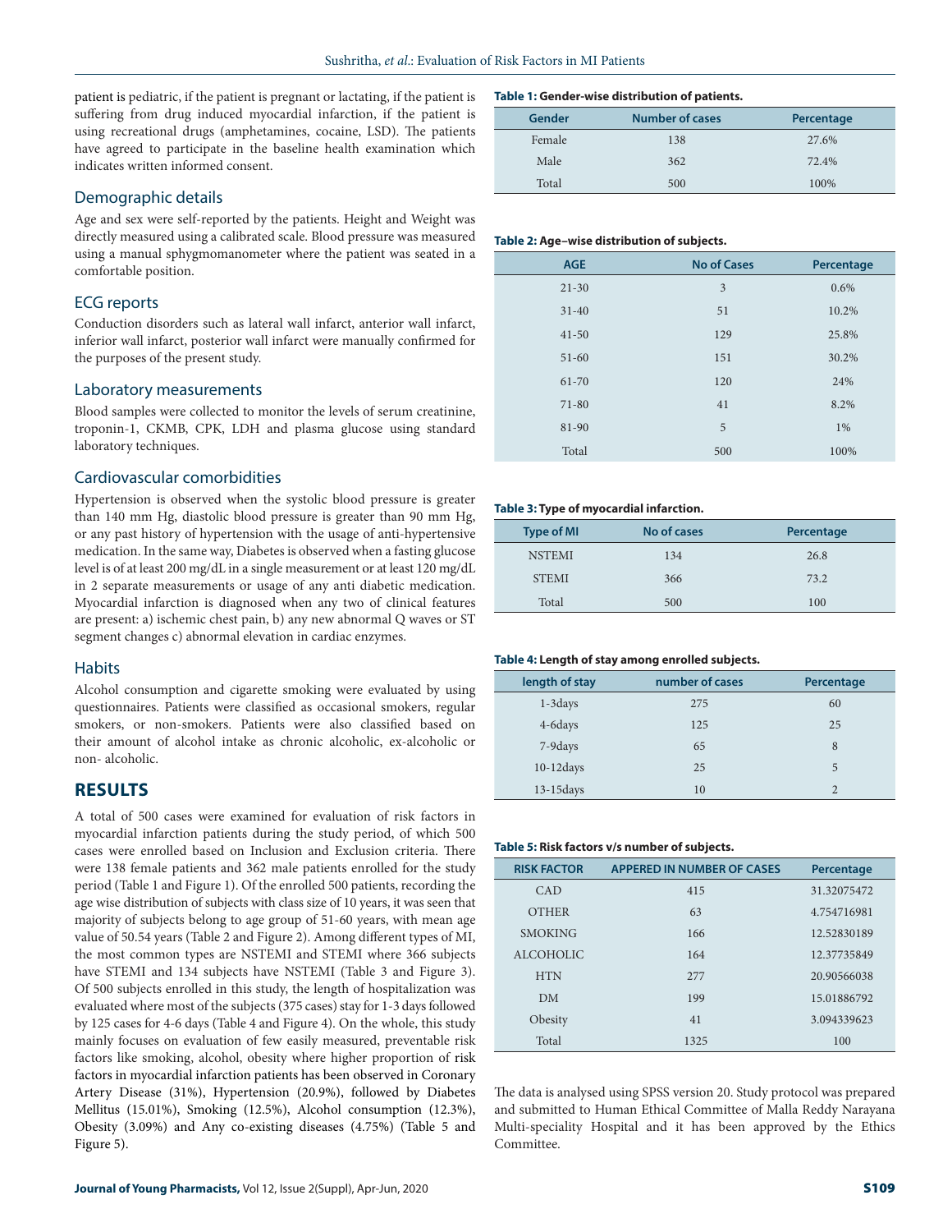patient is pediatric, if the patient is pregnant or lactating, if the patient is suffering from drug induced myocardial infarction, if the patient is using recreational drugs (amphetamines, cocaine, LSD). The patients have agreed to participate in the baseline health examination which indicates written informed consent.

## Demographic details

Age and sex were self-reported by the patients. Height and Weight was directly measured using a calibrated scale. Blood pressure was measured using a manual sphygmomanometer where the patient was seated in a comfortable position.

## ECG reports

Conduction disorders such as lateral wall infarct, anterior wall infarct, inferior wall infarct, posterior wall infarct were manually confirmed for the purposes of the present study.

## Laboratory measurements

Blood samples were collected to monitor the levels of serum creatinine, troponin-1, CKMB, CPK, LDH and plasma glucose using standard laboratory techniques.

## Cardiovascular comorbidities

Hypertension is observed when the systolic blood pressure is greater than 140 mm Hg, diastolic blood pressure is greater than 90 mm Hg, or any past history of hypertension with the usage of anti-hypertensive medication. In the same way, Diabetes is observed when a fasting glucose level is of at least 200 mg/dL in a single measurement or at least 120 mg/dL in 2 separate measurements or usage of any anti diabetic medication. Myocardial infarction is diagnosed when any two of clinical features are present: a) ischemic chest pain, b) any new abnormal Q waves or ST segment changes c) abnormal elevation in cardiac enzymes.

## Habits

Alcohol consumption and cigarette smoking were evaluated by using questionnaires. Patients were classified as occasional smokers, regular smokers, or non-smokers. Patients were also classified based on their amount of alcohol intake as chronic alcoholic, ex-alcoholic or non- alcoholic.

# RESULTS

A total of 500 cases were examined for evaluation of risk factors in myocardial infarction patients during the study period, of which 500 cases were enrolled based on Inclusion and Exclusion criteria. There were 138 female patients and 362 male patients enrolled for the study period (Table 1 and Figure 1). Of the enrolled 500 patients, recording the age wise distribution of subjects with class size of 10 years, it was seen that majority of subjects belong to age group of 51-60 years, with mean age value of 50.54 years (Table 2 and Figure 2). Among different types of MI, the most common types are NSTEMI and STEMI where 366 subjects have STEMI and 134 subjects have NSTEMI (Table 3 and Figure 3). Of 500 subjects enrolled in this study, the length of hospitalization was evaluated where most of the subjects (375 cases) stay for 1-3 days followed by 125 cases for 4-6 days (Table 4 and Figure 4). On the whole, this study mainly focuses on evaluation of few easily measured, preventable risk factors like smoking, alcohol, obesity where higher proportion of risk factors in myocardial infarction patients has been observed in Coronary Artery Disease (31%), Hypertension (20.9%), followed by Diabetes Mellitus (15.01%), Smoking (12.5%), Alcohol consumption (12.3%), Obesity (3.09%) and Any co-existing diseases (4.75%) (Table 5 and Figure 5).

**Table 1: Gender-wise distribution of patients.**

| Gender | Number of cases | Percentage |
|---|---|---|
| Female | 138 | 27.6% |
| Male | 362 | 72.4% |
| Total | 500 | 100% |

**Table 2: Age–wise distribution of subjects.**

| AGE | No of Cases | Percentage |
|---|---|---|
| 21-30 | 3 | 0.6% |
| 31-40 | 51 | 10.2% |
| 41-50 | 129 | 25.8% |
| 51-60 | 151 | 30.2% |
| 61-70 | 120 | 24% |
| 71-80 | 41 | 8.2% |
| 81-90 | 5 | 1% |
| Total | 500 | 100% |

**Table 3: Type of myocardial infarction.**

| Type of MI | No of cases | Percentage |
|---|---|---|
| NSTEMI | 134 | 26.8 |
| STEMI | 366 | 73.2 |
| Total | 500 | 100 |

**Table 4: Length of stay among enrolled subjects.**

| length of stay | number of cases | Percentage |
|---|---|---|
| 1-3days | 275 | 60 |
| 4-6days | 125 | 25 |
| 7-9days | 65 | 8 |
| 10-12days | 25 | 5 |
| 13-15days | 10 | 2 |

**Table 5: Risk factors v/s number of subjects.**

| RISK FACTOR | APPERED IN NUMBER OF CASES | Percentage |
|---|---|---|
| CAD | 415 | 31.32075472 |
| OTHER | 63 | 4.754716981 |
| SMOKING | 166 | 12.52830189 |
| ALCOHOLIC | 164 | 12.37735849 |
| HTN | 277 | 20.90566038 |
| DM | 199 | 15.01886792 |
| Obesity | 41 | 3.094339623 |
| Total | 1325 | 100 |

The data is analysed using SPSS version 20. Study protocol was prepared and submitted to Human Ethical Committee of Malla Reddy Narayana Multi-speciality Hospital and it has been approved by the Ethics Committee.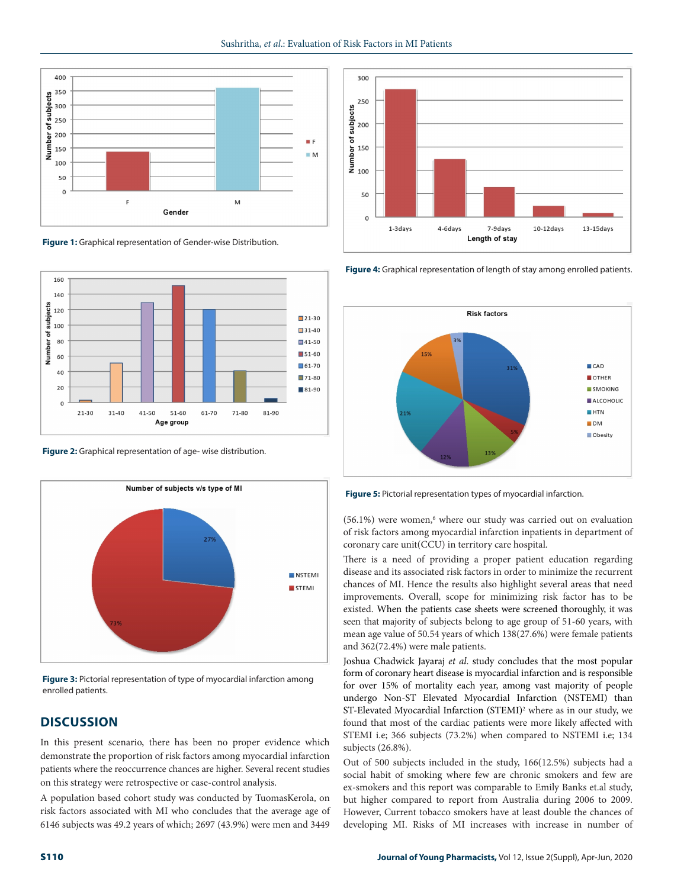Figure 1: Graphical representation of Gender-wise Distribution.

Figure 2: Graphical representation of age- wise distribution.

Figure 3: Pictorial representation of type of myocardial infarction among enrolled patients.

Figure 4: Graphical representation of length of stay among enrolled patients.

Figure 5: Pictorial representation types of myocardial infarction.

## DISCUSSION

In this present scenario, there has been no proper evidence which demonstrate the proportion of risk factors among myocardial infarction patients where the reoccurrence chances are higher. Several recent studies on this strategy were retrospective or case-control analysis.

A population based cohort study was conducted by TuomasKerola, on risk factors associated with MI who concludes that the average age of 6146 subjects was 49.2 years of which; 2697 (43.9%) were men and 3449 (56.1%) were women,[6] where our study was carried out on evaluation of risk factors among myocardial infarction inpatients in department of coronary care unit(CCU) in territory care hospital.

There is a need of providing a proper patient education regarding disease and its associated risk factors in order to minimize the recurrent chances of MI. Hence the results also highlight several areas that need improvements. Overall, scope for minimizing risk factor has to be existed. When the patients case sheets were screened thoroughly, it was seen that majority of subjects belong to age group of 51-60 years, with mean age value of 50.54 years of which 138(27.6%) were female patients and 362(72.4%) were male patients.

Joshua Chadwick Jayaraj *et al.* study concludes that the most popular form of coronary heart disease is myocardial infarction and is responsible for over 15% of mortality each year, among vast majority of people undergo Non-ST Elevated Myocardial Infarction (NSTEMI) than ST-Elevated Myocardial Infarction (STEMI)[2] where as in our study, we found that most of the cardiac patients were more likely affected with STEMI i.e; 366 subjects (73.2%) when compared to NSTEMI i.e; 134 subjects (26.8%).

Out of 500 subjects included in the study, 166(12.5%) subjects had a social habit of smoking where few are chronic smokers and few are ex-smokers and this report was comparable to Emily Banks et.al study, but higher compared to report from Australia during 2006 to 2009. However, Current tobacco smokers have at least double the chances of developing MI. Risks of MI increases with increase in number of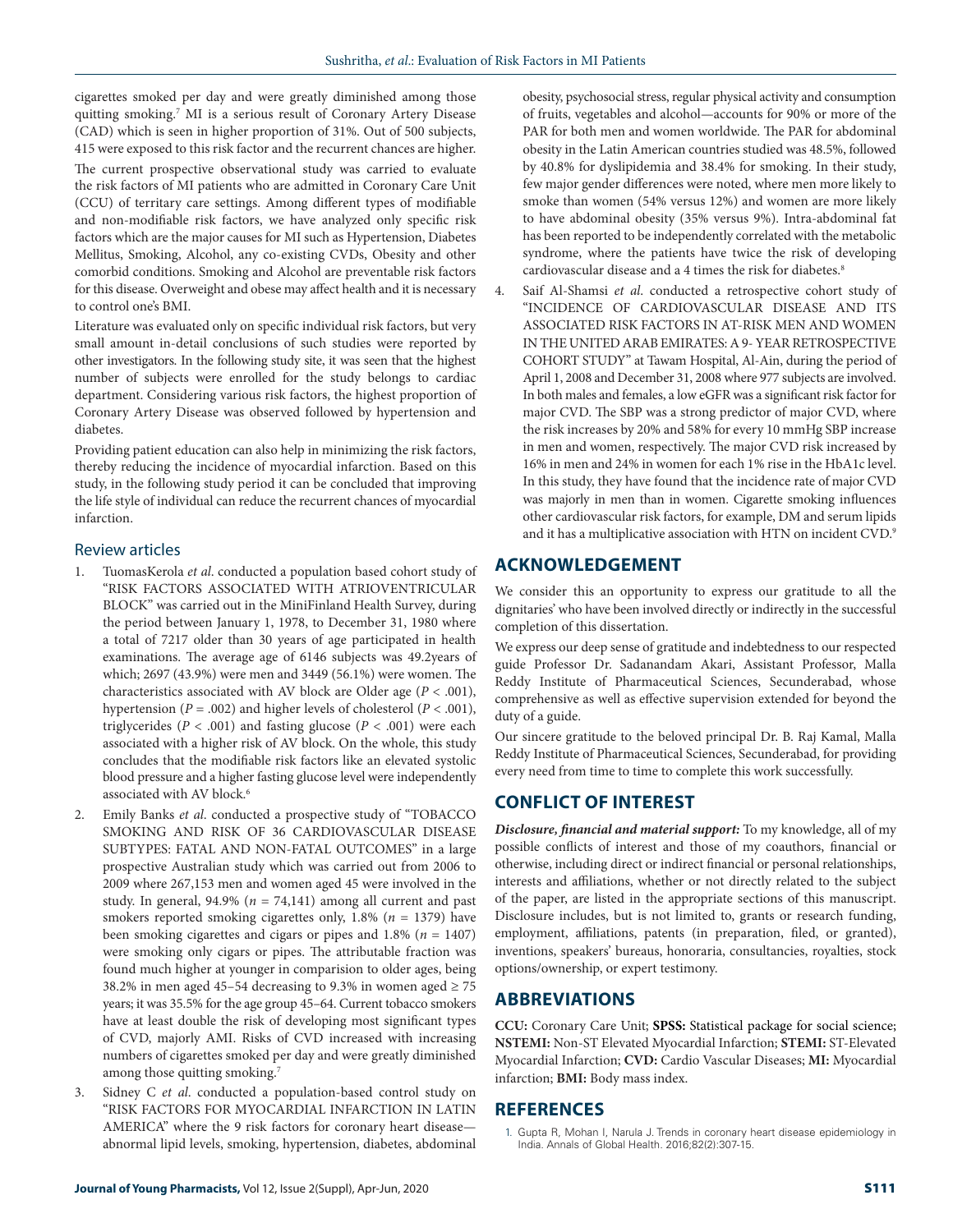cigarettes smoked per day and were greatly diminished among those quitting smoking.[7] MI is a serious result of Coronary Artery Disease (CAD) which is seen in higher proportion of 31%. Out of 500 subjects, 415 were exposed to this risk factor and the recurrent chances are higher.

The current prospective observational study was carried to evaluate the risk factors of MI patients who are admitted in Coronary Care Unit (CCU) of territary care settings. Among different types of modifiable and non-modifiable risk factors, we have analyzed only specific risk factors which are the major causes for MI such as Hypertension, Diabetes Mellitus, Smoking, Alcohol, any co-existing CVDs, Obesity and other comorbid conditions. Smoking and Alcohol are preventable risk factors for this disease. Overweight and obese may affect health and it is necessary to control one's BMI.

Literature was evaluated only on specific individual risk factors, but very small amount in-detail conclusions of such studies were reported by other investigators. In the following study site, it was seen that the highest number of subjects were enrolled for the study belongs to cardiac department. Considering various risk factors, the highest proportion of Coronary Artery Disease was observed followed by hypertension and diabetes.

Providing patient education can also help in minimizing the risk factors, thereby reducing the incidence of myocardial infarction. Based on this study, in the following study period it can be concluded that improving the life style of individual can reduce the recurrent chances of myocardial infarction.

## Review articles

1. TuomasKerola *et al*. conducted a population based cohort study of "RISK FACTORS ASSOCIATED WITH ATRIOVENTRICULAR BLOCK" was carried out in the MiniFinland Health Survey, during the period between January 1, 1978, to December 31, 1980 where a total of 7217 older than 30 years of age participated in health examinations. The average age of 6146 subjects was 49.2years of which; 2697 (43.9%) were men and 3449 (56.1%) were women. The characteristics associated with AV block are Older age ($P < .001$), hypertension ($P = .002$) and higher levels of cholesterol ($P < .001$), triglycerides ($P < .001$) and fasting glucose ($P < .001$) were each associated with a higher risk of AV block. On the whole, this study concludes that the modifiable risk factors like an elevated systolic blood pressure and a higher fasting glucose level were independently associated with AV block.[6]
2. Emily Banks *et al*. conducted a prospective study of "TOBACCO SMOKING AND RISK OF 36 CARDIOVASCULAR DISEASE SUBTYPES: FATAL AND NON-FATAL OUTCOMES" in a large prospective Australian study which was carried out from 2006 to 2009 where 267,153 men and women aged 45 were involved in the study. In general, 94.9% ($n = 74{,}141$) among all current and past smokers reported smoking cigarettes only, 1.8% ($n = 1379$) have been smoking cigarettes and cigars or pipes and 1.8% ($n = 1407$) were smoking only cigars or pipes. The attributable fraction was found much higher at younger in comparision to older ages, being 38.2% in men aged 45–54 decreasing to 9.3% in women aged ≥ 75 years; it was 35.5% for the age group 45–64. Current tobacco smokers have at least double the risk of developing most significant types of CVD, majorly AMI. Risks of CVD increased with increasing numbers of cigarettes smoked per day and were greatly diminished among those quitting smoking.[7]
3. Sidney C *et al*. conducted a population-based control study on "RISK FACTORS FOR MYOCARDIAL INFARCTION IN LATIN AMERICA" where the 9 risk factors for coronary heart disease—abnormal lipid levels, smoking, hypertension, diabetes, abdominal obesity, psychosocial stress, regular physical activity and consumption of fruits, vegetables and alcohol—accounts for 90% or more of the PAR for both men and women worldwide. The PAR for abdominal obesity in the Latin American countries studied was 48.5%, followed by 40.8% for dyslipidemia and 38.4% for smoking. In their study, few major gender differences were noted, where men more likely to smoke than women (54% versus 12%) and women are more likely to have abdominal obesity (35% versus 9%). Intra-abdominal fat has been reported to be independently correlated with the metabolic syndrome, where the patients have twice the risk of developing cardiovascular disease and a 4 times the risk for diabetes.[8]
4. Saif Al-Shamsi *et al*. conducted a retrospective cohort study of "INCIDENCE OF CARDIOVASCULAR DISEASE AND ITS ASSOCIATED RISK FACTORS IN AT-RISK MEN AND WOMEN IN THE UNITED ARAB EMIRATES: A 9- YEAR RETROSPECTIVE COHORT STUDY" at Tawam Hospital, Al-Ain, during the period of April 1, 2008 and December 31, 2008 where 977 subjects are involved. In both males and females, a low eGFR was a significant risk factor for major CVD. The SBP was a strong predictor of major CVD, where the risk increases by 20% and 58% for every 10 mmHg SBP increase in men and women, respectively. The major CVD risk increased by 16% in men and 24% in women for each 1% rise in the HbA1c level. In this study, they have found that the incidence rate of major CVD was majorly in men than in women. Cigarette smoking influences other cardiovascular risk factors, for example, DM and serum lipids and it has a multiplicative association with HTN on incident CVD.[9]

## ACKNOWLEDGEMENT

We consider this an opportunity to express our gratitude to all the dignitaries' who have been involved directly or indirectly in the successful completion of this dissertation.

We express our deep sense of gratitude and indebtedness to our respected guide Professor Dr. Sadanandam Akari, Assistant Professor, Malla Reddy Institute of Pharmaceutical Sciences, Secunderabad, whose comprehensive as well as effective supervision extended for beyond the duty of a guide.

Our sincere gratitude to the beloved principal Dr. B. Raj Kamal, Malla Reddy Institute of Pharmaceutical Sciences, Secunderabad, for providing every need from time to time to complete this work successfully.

## CONFLICT OF INTEREST

***Disclosure, financial and material support:*** To my knowledge, all of my possible conflicts of interest and those of my coauthors, financial or otherwise, including direct or indirect financial or personal relationships, interests and affiliations, whether or not directly related to the subject of the paper, are listed in the appropriate sections of this manuscript. Disclosure includes, but is not limited to, grants or research funding, employment, affiliations, patents (in preparation, filed, or granted), inventions, speakers' bureaus, honoraria, consultancies, royalties, stock options/ownership, or expert testimony.

## ABBREVIATIONS

**CCU:** Coronary Care Unit; **SPSS:** Statistical package for social science; **NSTEMI:** Non-ST Elevated Myocardial Infarction; **STEMI:** ST-Elevated Myocardial Infarction; **CVD:** Cardio Vascular Diseases; **MI:** Myocardial infarction; **BMI:** Body mass index.

## REFERENCES

1. Gupta R, Mohan I, Narula J. Trends in coronary heart disease epidemiology in India. Annals of Global Health. 2016;82(2):307-15.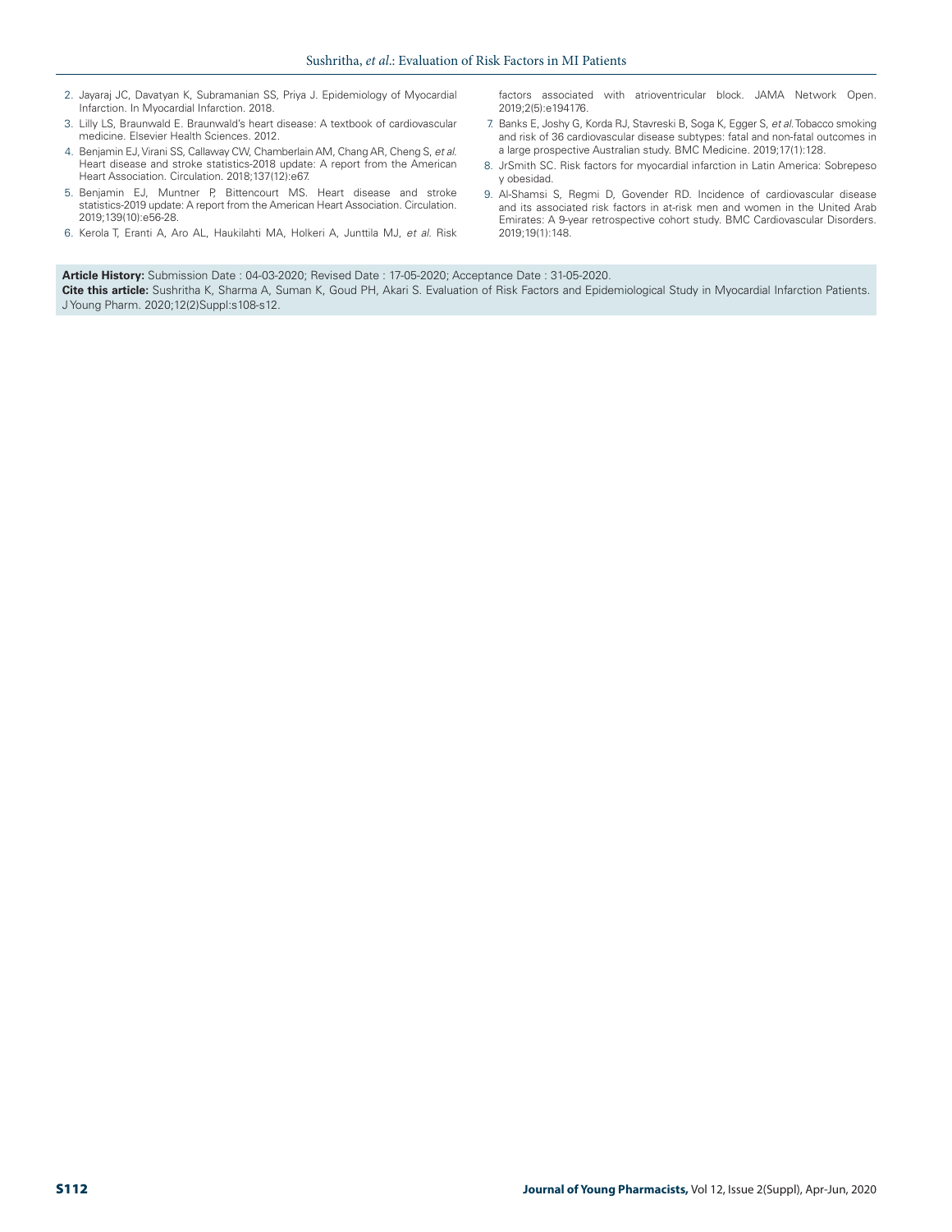2. Jayaraj JC, Davatyan K, Subramanian SS, Priya J. Epidemiology of Myocardial Infarction. In Myocardial Infarction. 2018.
3. Lilly LS, Braunwald E. Braunwald's heart disease: A textbook of cardiovascular medicine. Elsevier Health Sciences. 2012.
4. Benjamin EJ, Virani SS, Callaway CW, Chamberlain AM, Chang AR, Cheng S, *et al.* Heart disease and stroke statistics-2018 update: A report from the American Heart Association. Circulation. 2018;137(12):e67.
5. Benjamin EJ, Muntner P, Bittencourt MS. Heart disease and stroke statistics-2019 update: A report from the American Heart Association. Circulation. 2019;139(10):e56-28.
6. Kerola T, Eranti A, Aro AL, Haukilahti MA, Holkeri A, Junttila MJ, *et al.* Risk factors associated with atrioventricular block. JAMA Network Open. 2019;2(5):e194176.
7. Banks E, Joshy G, Korda RJ, Stavreski B, Soga K, Egger S, *et al.* Tobacco smoking and risk of 36 cardiovascular disease subtypes: fatal and non-fatal outcomes in a large prospective Australian study. BMC Medicine. 2019;17(1):128.
8. JrSmith SC. Risk factors for myocardial infarction in Latin America: Sobrepeso y obesidad.
9. Al-Shamsi S, Regmi D, Govender RD. Incidence of cardiovascular disease and its associated risk factors in at-risk men and women in the United Arab Emirates: A 9-year retrospective cohort study. BMC Cardiovascular Disorders. 2019;19(1):148.

**Article History:** Submission Date : 04-03-2020; Revised Date : 17-05-2020; Acceptance Date : 31-05-2020.

**Cite this article:** Sushritha K, Sharma A, Suman K, Goud PH, Akari S. Evaluation of Risk Factors and Epidemiological Study in Myocardial Infarction Patients. J Young Pharm. 2020;12(2)Suppl:s108-s12.